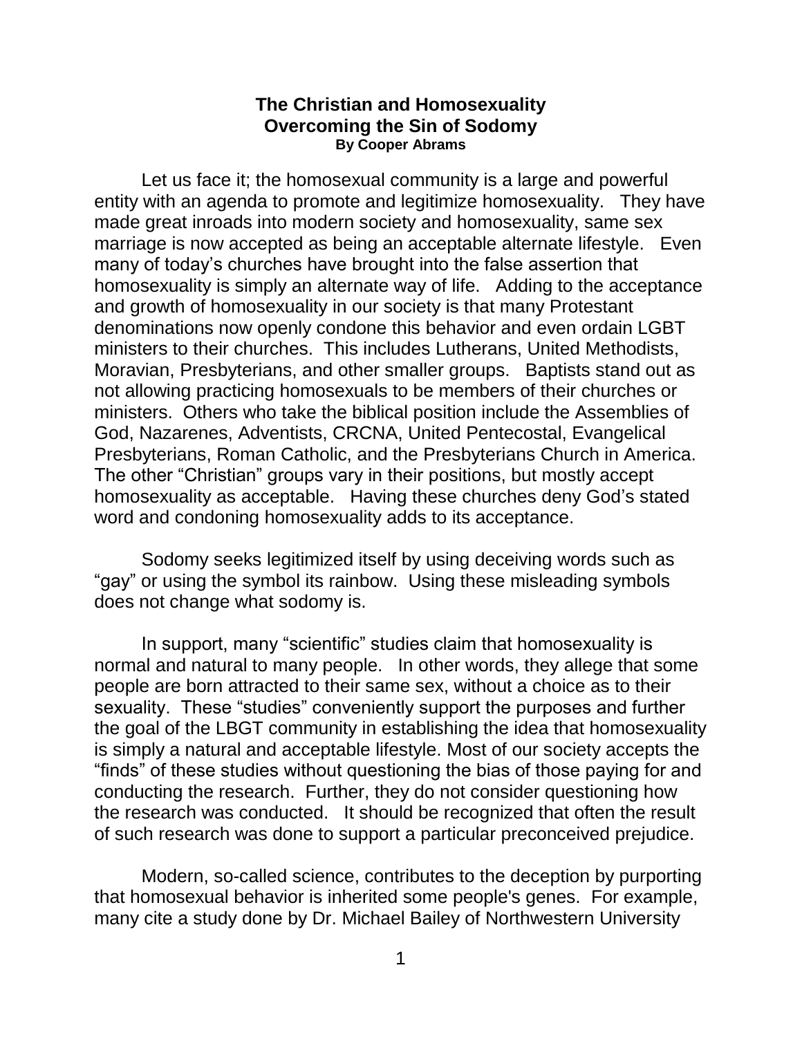# The Christian and Homosexuality
## Overcoming the Sin of Sodomy
**By Cooper Abrams**

Let us face it; the homosexual community is a large and powerful entity with an agenda to promote and legitimize homosexuality. They have made great inroads into modern society and homosexuality, same sex marriage is now accepted as being an acceptable alternate lifestyle. Even many of today's churches have brought into the false assertion that homosexuality is simply an alternate way of life. Adding to the acceptance and growth of homosexuality in our society is that many Protestant denominations now openly condone this behavior and even ordain LGBT ministers to their churches. This includes Lutherans, United Methodists, Moravian, Presbyterians, and other smaller groups. Baptists stand out as not allowing practicing homosexuals to be members of their churches or ministers. Others who take the biblical position include the Assemblies of God, Nazarenes, Adventists, CRCNA, United Pentecostal, Evangelical Presbyterians, Roman Catholic, and the Presbyterians Church in America. The other "Christian" groups vary in their positions, but mostly accept homosexuality as acceptable. Having these churches deny God's stated word and condoning homosexuality adds to its acceptance.

Sodomy seeks legitimized itself by using deceiving words such as "gay" or using the symbol its rainbow. Using these misleading symbols does not change what sodomy is.

In support, many "scientific" studies claim that homosexuality is normal and natural to many people. In other words, they allege that some people are born attracted to their same sex, without a choice as to their sexuality. These "studies" conveniently support the purposes and further the goal of the LBGT community in establishing the idea that homosexuality is simply a natural and acceptable lifestyle. Most of our society accepts the "finds" of these studies without questioning the bias of those paying for and conducting the research. Further, they do not consider questioning how the research was conducted. It should be recognized that often the result of such research was done to support a particular preconceived prejudice.

Modern, so-called science, contributes to the deception by purporting that homosexual behavior is inherited some people's genes. For example, many cite a study done by Dr. Michael Bailey of Northwestern University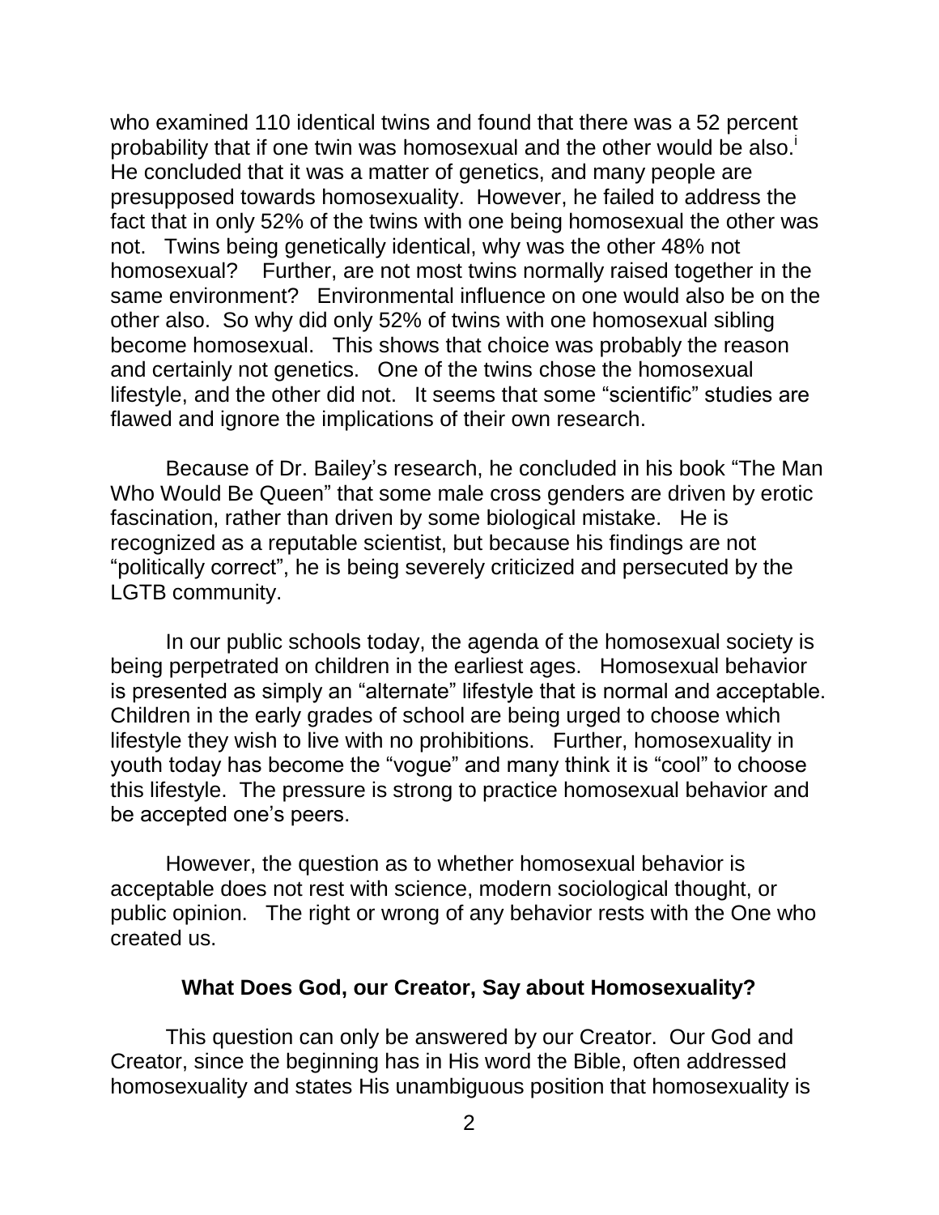who examined 110 identical twins and found that there was a 52 percent probability that if one twin was homosexual and the other would be also.[i] He concluded that it was a matter of genetics, and many people are presupposed towards homosexuality. However, he failed to address the fact that in only 52% of the twins with one being homosexual the other was not. Twins being genetically identical, why was the other 48% not homosexual? Further, are not most twins normally raised together in the same environment? Environmental influence on one would also be on the other also. So why did only 52% of twins with one homosexual sibling become homosexual. This shows that choice was probably the reason and certainly not genetics. One of the twins chose the homosexual lifestyle, and the other did not. It seems that some "scientific" studies are flawed and ignore the implications of their own research.

Because of Dr. Bailey's research, he concluded in his book "The Man Who Would Be Queen" that some male cross genders are driven by erotic fascination, rather than driven by some biological mistake. He is recognized as a reputable scientist, but because his findings are not "politically correct", he is being severely criticized and persecuted by the LGTB community.

In our public schools today, the agenda of the homosexual society is being perpetrated on children in the earliest ages. Homosexual behavior is presented as simply an "alternate" lifestyle that is normal and acceptable. Children in the early grades of school are being urged to choose which lifestyle they wish to live with no prohibitions. Further, homosexuality in youth today has become the "vogue" and many think it is "cool" to choose this lifestyle. The pressure is strong to practice homosexual behavior and be accepted one's peers.

However, the question as to whether homosexual behavior is acceptable does not rest with science, modern sociological thought, or public opinion. The right or wrong of any behavior rests with the One who created us.

### What Does God, our Creator, Say about Homosexuality?

This question can only be answered by our Creator. Our God and Creator, since the beginning has in His word the Bible, often addressed homosexuality and states His unambiguous position that homosexuality is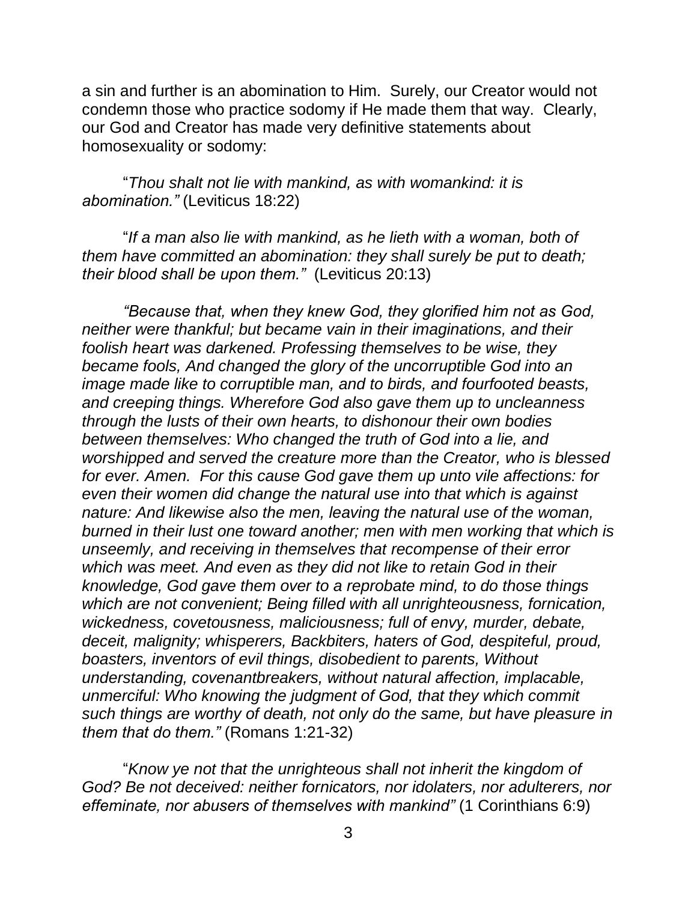a sin and further is an abomination to Him. Surely, our Creator would not condemn those who practice sodomy if He made them that way. Clearly, our God and Creator has made very definitive statements about homosexuality or sodomy:

"*Thou shalt not lie with mankind, as with womankind: it is abomination."* (Leviticus 18:22)

"*If a man also lie with mankind, as he lieth with a woman, both of them have committed an abomination: they shall surely be put to death; their blood shall be upon them."* (Leviticus 20:13)

*"Because that, when they knew God, they glorified him not as God, neither were thankful; but became vain in their imaginations, and their foolish heart was darkened. Professing themselves to be wise, they became fools, And changed the glory of the uncorruptible God into an image made like to corruptible man, and to birds, and fourfooted beasts, and creeping things. Wherefore God also gave them up to uncleanness through the lusts of their own hearts, to dishonour their own bodies between themselves: Who changed the truth of God into a lie, and worshipped and served the creature more than the Creator, who is blessed for ever. Amen. For this cause God gave them up unto vile affections: for even their women did change the natural use into that which is against nature: And likewise also the men, leaving the natural use of the woman, burned in their lust one toward another; men with men working that which is unseemly, and receiving in themselves that recompense of their error which was meet. And even as they did not like to retain God in their knowledge, God gave them over to a reprobate mind, to do those things which are not convenient; Being filled with all unrighteousness, fornication, wickedness, covetousness, maliciousness; full of envy, murder, debate, deceit, malignity; whisperers, Backbiters, haters of God, despiteful, proud, boasters, inventors of evil things, disobedient to parents, Without understanding, covenantbreakers, without natural affection, implacable, unmerciful: Who knowing the judgment of God, that they which commit such things are worthy of death, not only do the same, but have pleasure in them that do them."* (Romans 1:21-32)

"*Know ye not that the unrighteous shall not inherit the kingdom of God? Be not deceived: neither fornicators, nor idolaters, nor adulterers, nor effeminate, nor abusers of themselves with mankind"* (1 Corinthians 6:9)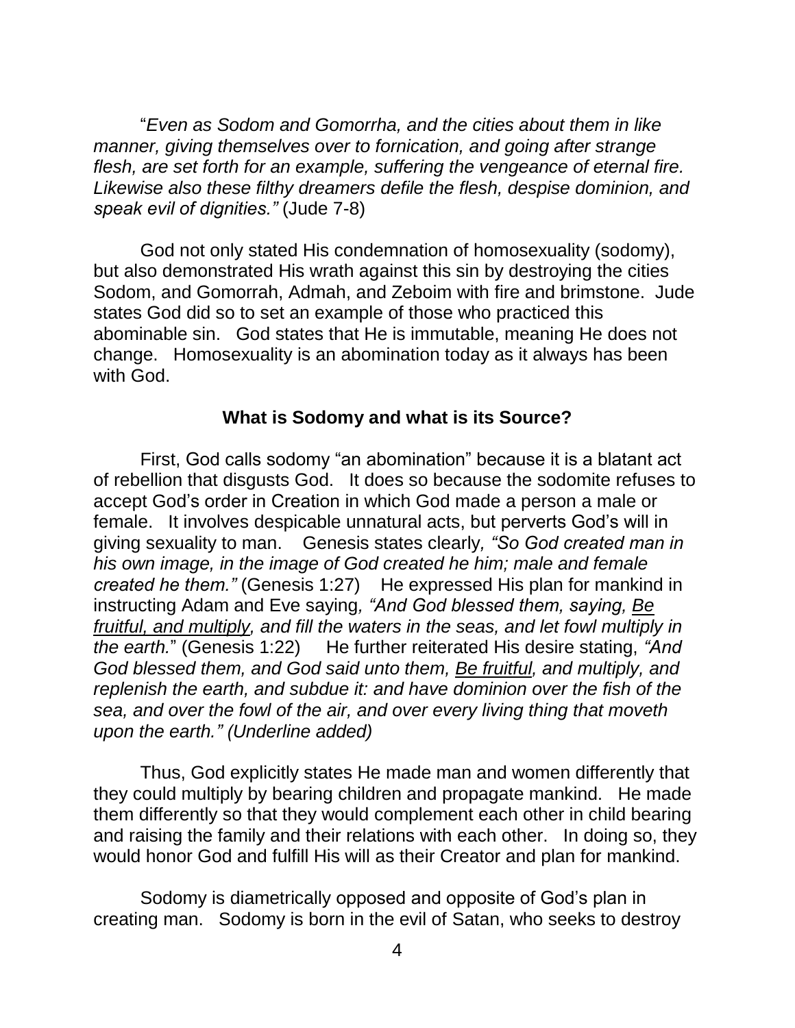"*Even as Sodom and Gomorrha, and the cities about them in like manner, giving themselves over to fornication, and going after strange flesh, are set forth for an example, suffering the vengeance of eternal fire. Likewise also these filthy dreamers defile the flesh, despise dominion, and speak evil of dignities."* (Jude 7-8)

God not only stated His condemnation of homosexuality (sodomy), but also demonstrated His wrath against this sin by destroying the cities Sodom, and Gomorrah, Admah, and Zeboim with fire and brimstone. Jude states God did so to set an example of those who practiced this abominable sin. God states that He is immutable, meaning He does not change. Homosexuality is an abomination today as it always has been with God.

### What is Sodomy and what is its Source?

First, God calls sodomy "an abomination" because it is a blatant act of rebellion that disgusts God. It does so because the sodomite refuses to accept God's order in Creation in which God made a person a male or female. It involves despicable unnatural acts, but perverts God's will in giving sexuality to man. Genesis states clearly*, "So God created man in his own image, in the image of God created he him; male and female created he them."* (Genesis 1:27) He expressed His plan for mankind in instructing Adam and Eve saying*, "And God blessed them, saying, <u>Be fruitful, and multiply</u>, and fill the waters in the seas, and let fowl multiply in the earth.*" (Genesis 1:22) He further reiterated His desire stating, *"And God blessed them, and God said unto them, <u>Be fruitful</u>, and multiply, and replenish the earth, and subdue it: and have dominion over the fish of the sea, and over the fowl of the air, and over every living thing that moveth upon the earth." (Underline added)*

Thus, God explicitly states He made man and women differently that they could multiply by bearing children and propagate mankind. He made them differently so that they would complement each other in child bearing and raising the family and their relations with each other. In doing so, they would honor God and fulfill His will as their Creator and plan for mankind.

Sodomy is diametrically opposed and opposite of God's plan in creating man. Sodomy is born in the evil of Satan, who seeks to destroy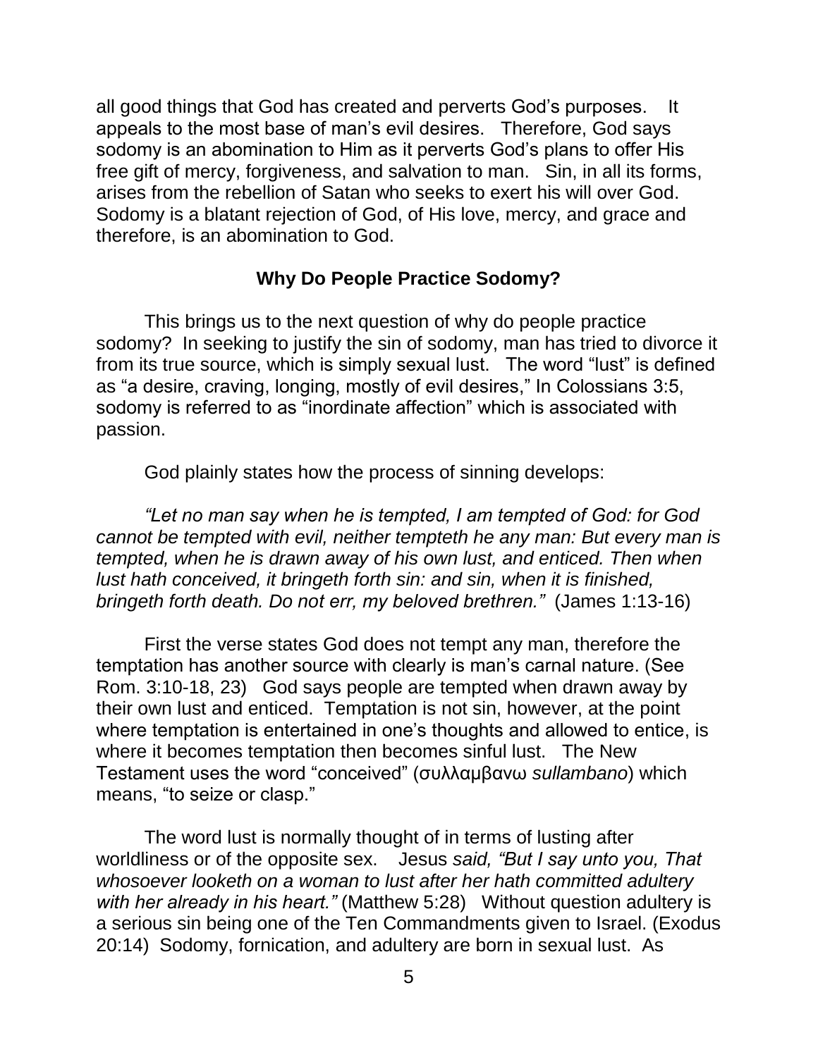all good things that God has created and perverts God's purposes. It appeals to the most base of man's evil desires. Therefore, God says sodomy is an abomination to Him as it perverts God's plans to offer His free gift of mercy, forgiveness, and salvation to man. Sin, in all its forms, arises from the rebellion of Satan who seeks to exert his will over God. Sodomy is a blatant rejection of God, of His love, mercy, and grace and therefore, is an abomination to God.

### Why Do People Practice Sodomy?

This brings us to the next question of why do people practice sodomy? In seeking to justify the sin of sodomy, man has tried to divorce it from its true source, which is simply sexual lust. The word "lust" is defined as "a desire, craving, longing, mostly of evil desires," In Colossians 3:5, sodomy is referred to as "inordinate affection" which is associated with passion.

God plainly states how the process of sinning develops:

*"Let no man say when he is tempted, I am tempted of God: for God cannot be tempted with evil, neither tempteth he any man: But every man is tempted, when he is drawn away of his own lust, and enticed. Then when lust hath conceived, it bringeth forth sin: and sin, when it is finished, bringeth forth death. Do not err, my beloved brethren."* (James 1:13-16)

First the verse states God does not tempt any man, therefore the temptation has another source with clearly is man's carnal nature. (See Rom. 3:10-18, 23) God says people are tempted when drawn away by their own lust and enticed. Temptation is not sin, however, at the point where temptation is entertained in one's thoughts and allowed to entice, is where it becomes temptation then becomes sinful lust. The New Testament uses the word "conceived" (συλλαμβανω *sullambano*) which means, "to seize or clasp."

The word lust is normally thought of in terms of lusting after worldliness or of the opposite sex. Jesus *said, "But I say unto you, That whosoever looketh on a woman to lust after her hath committed adultery with her already in his heart."* (Matthew 5:28) Without question adultery is a serious sin being one of the Ten Commandments given to Israel. (Exodus 20:14) Sodomy, fornication, and adultery are born in sexual lust. As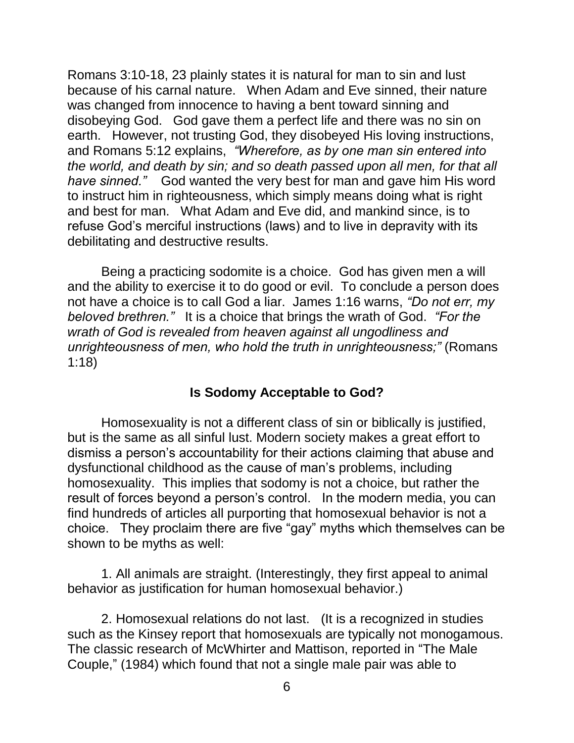Romans 3:10-18, 23 plainly states it is natural for man to sin and lust because of his carnal nature. When Adam and Eve sinned, their nature was changed from innocence to having a bent toward sinning and disobeying God. God gave them a perfect life and there was no sin on earth. However, not trusting God, they disobeyed His loving instructions, and Romans 5:12 explains, *"Wherefore, as by one man sin entered into the world, and death by sin; and so death passed upon all men, for that all have sinned."* God wanted the very best for man and gave him His word to instruct him in righteousness, which simply means doing what is right and best for man. What Adam and Eve did, and mankind since, is to refuse God's merciful instructions (laws) and to live in depravity with its debilitating and destructive results.

Being a practicing sodomite is a choice. God has given men a will and the ability to exercise it to do good or evil. To conclude a person does not have a choice is to call God a liar. James 1:16 warns, *"Do not err, my beloved brethren."* It is a choice that brings the wrath of God. *"For the wrath of God is revealed from heaven against all ungodliness and unrighteousness of men, who hold the truth in unrighteousness;"* (Romans 1:18)

## Is Sodomy Acceptable to God?

Homosexuality is not a different class of sin or biblically is justified, but is the same as all sinful lust. Modern society makes a great effort to dismiss a person's accountability for their actions claiming that abuse and dysfunctional childhood as the cause of man's problems, including homosexuality. This implies that sodomy is not a choice, but rather the result of forces beyond a person's control. In the modern media, you can find hundreds of articles all purporting that homosexual behavior is not a choice. They proclaim there are five "gay" myths which themselves can be shown to be myths as well:

1. All animals are straight. (Interestingly, they first appeal to animal behavior as justification for human homosexual behavior.)

2. Homosexual relations do not last. (It is a recognized in studies such as the Kinsey report that homosexuals are typically not monogamous. The classic research of McWhirter and Mattison, reported in "The Male Couple," (1984) which found that not a single male pair was able to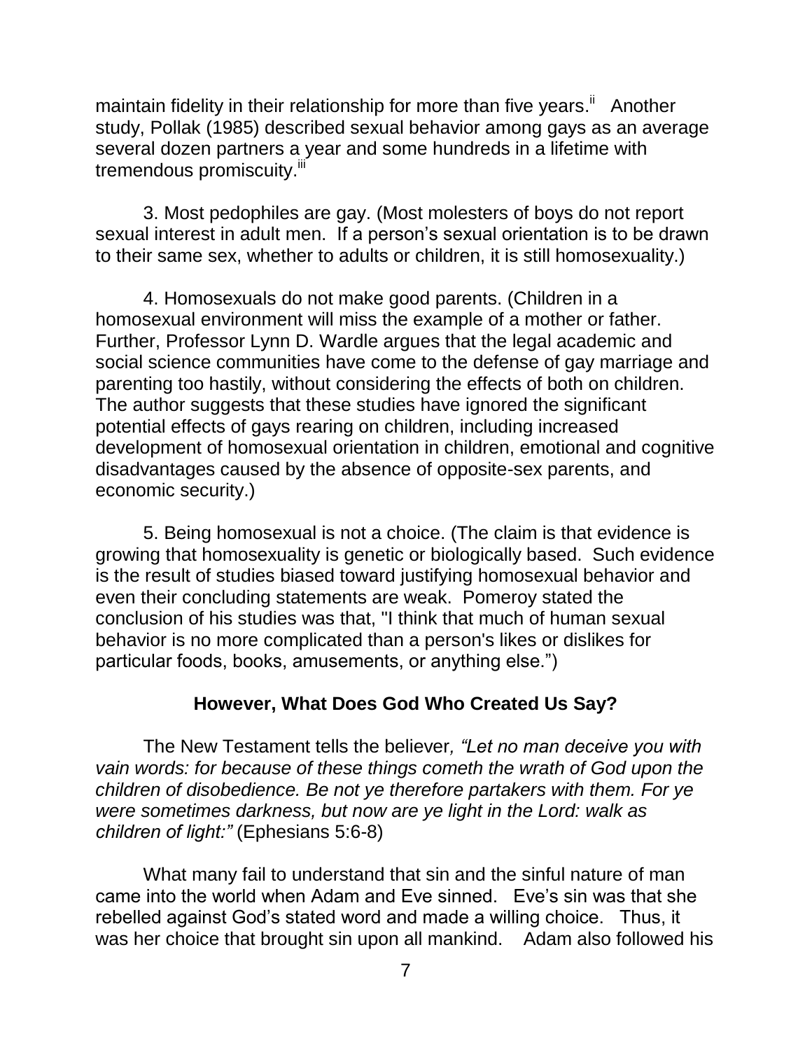maintain fidelity in their relationship for more than five years.[ii] Another study, Pollak (1985) described sexual behavior among gays as an average several dozen partners a year and some hundreds in a lifetime with tremendous promiscuity.[iii]

3. Most pedophiles are gay. (Most molesters of boys do not report sexual interest in adult men. If a person's sexual orientation is to be drawn to their same sex, whether to adults or children, it is still homosexuality.)

4. Homosexuals do not make good parents. (Children in a homosexual environment will miss the example of a mother or father. Further, Professor Lynn D. Wardle argues that the legal academic and social science communities have come to the defense of gay marriage and parenting too hastily, without considering the effects of both on children. The author suggests that these studies have ignored the significant potential effects of gays rearing on children, including increased development of homosexual orientation in children, emotional and cognitive disadvantages caused by the absence of opposite-sex parents, and economic security.)

5. Being homosexual is not a choice. (The claim is that evidence is growing that homosexuality is genetic or biologically based. Such evidence is the result of studies biased toward justifying homosexual behavior and even their concluding statements are weak. Pomeroy stated the conclusion of his studies was that, "I think that much of human sexual behavior is no more complicated than a person's likes or dislikes for particular foods, books, amusements, or anything else.")

### However, What Does God Who Created Us Say?

The New Testament tells the believer*, "Let no man deceive you with vain words: for because of these things cometh the wrath of God upon the children of disobedience. Be not ye therefore partakers with them. For ye were sometimes darkness, but now are ye light in the Lord: walk as children of light:"* (Ephesians 5:6-8)

What many fail to understand that sin and the sinful nature of man came into the world when Adam and Eve sinned. Eve's sin was that she rebelled against God's stated word and made a willing choice. Thus, it was her choice that brought sin upon all mankind. Adam also followed his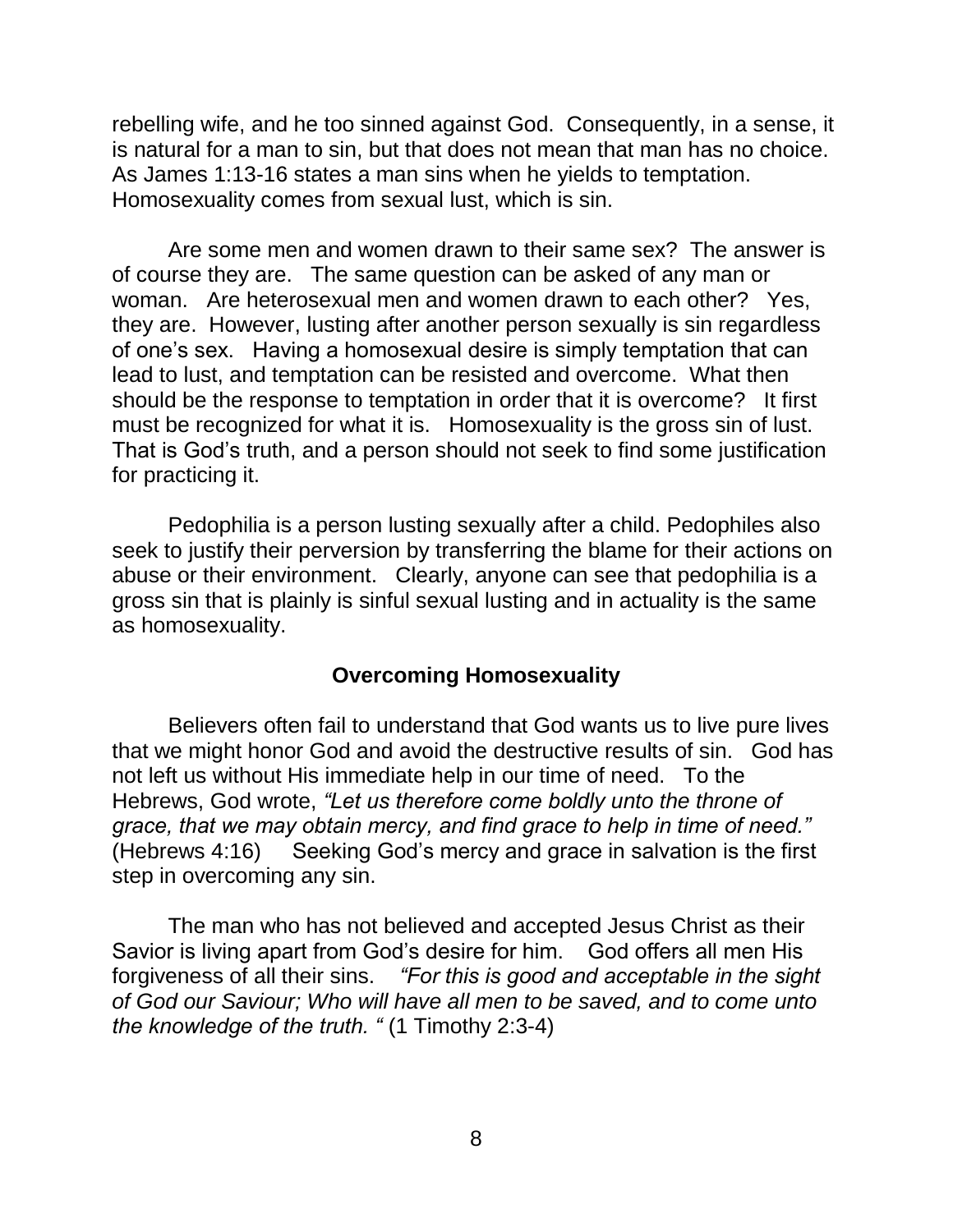rebelling wife, and he too sinned against God. Consequently, in a sense, it is natural for a man to sin, but that does not mean that man has no choice. As James 1:13-16 states a man sins when he yields to temptation. Homosexuality comes from sexual lust, which is sin.

Are some men and women drawn to their same sex? The answer is of course they are. The same question can be asked of any man or woman. Are heterosexual men and women drawn to each other? Yes, they are. However, lusting after another person sexually is sin regardless of one's sex. Having a homosexual desire is simply temptation that can lead to lust, and temptation can be resisted and overcome. What then should be the response to temptation in order that it is overcome? It first must be recognized for what it is. Homosexuality is the gross sin of lust. That is God's truth, and a person should not seek to find some justification for practicing it.

Pedophilia is a person lusting sexually after a child. Pedophiles also seek to justify their perversion by transferring the blame for their actions on abuse or their environment. Clearly, anyone can see that pedophilia is a gross sin that is plainly is sinful sexual lusting and in actuality is the same as homosexuality.

## Overcoming Homosexuality

Believers often fail to understand that God wants us to live pure lives that we might honor God and avoid the destructive results of sin. God has not left us without His immediate help in our time of need. To the Hebrews, God wrote, *"Let us therefore come boldly unto the throne of grace, that we may obtain mercy, and find grace to help in time of need."* (Hebrews 4:16) Seeking God's mercy and grace in salvation is the first step in overcoming any sin.

The man who has not believed and accepted Jesus Christ as their Savior is living apart from God's desire for him. God offers all men His forgiveness of all their sins. *"For this is good and acceptable in the sight of God our Saviour; Who will have all men to be saved, and to come unto the knowledge of the truth. "* (1 Timothy 2:3-4)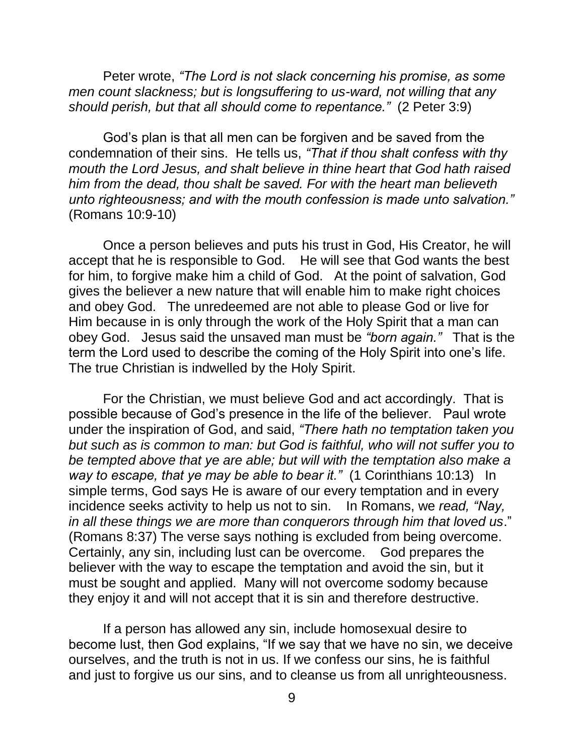Peter wrote, *"The Lord is not slack concerning his promise, as some men count slackness; but is longsuffering to us-ward, not willing that any should perish, but that all should come to repentance."* (2 Peter 3:9)

God's plan is that all men can be forgiven and be saved from the condemnation of their sins. He tells us, *"That if thou shalt confess with thy mouth the Lord Jesus, and shalt believe in thine heart that God hath raised him from the dead, thou shalt be saved. For with the heart man believeth unto righteousness; and with the mouth confession is made unto salvation."* (Romans 10:9-10)

Once a person believes and puts his trust in God, His Creator, he will accept that he is responsible to God. He will see that God wants the best for him, to forgive make him a child of God. At the point of salvation, God gives the believer a new nature that will enable him to make right choices and obey God. The unredeemed are not able to please God or live for Him because in is only through the work of the Holy Spirit that a man can obey God. Jesus said the unsaved man must be *"born again."* That is the term the Lord used to describe the coming of the Holy Spirit into one's life. The true Christian is indwelled by the Holy Spirit.

For the Christian, we must believe God and act accordingly. That is possible because of God's presence in the life of the believer. Paul wrote under the inspiration of God, and said, *"There hath no temptation taken you but such as is common to man: but God is faithful, who will not suffer you to be tempted above that ye are able; but will with the temptation also make a way to escape, that ye may be able to bear it."* (1 Corinthians 10:13) In simple terms, God says He is aware of our every temptation and in every incidence seeks activity to help us not to sin. In Romans, we *read, "Nay, in all these things we are more than conquerors through him that loved us*." (Romans 8:37) The verse says nothing is excluded from being overcome. Certainly, any sin, including lust can be overcome. God prepares the believer with the way to escape the temptation and avoid the sin, but it must be sought and applied. Many will not overcome sodomy because they enjoy it and will not accept that it is sin and therefore destructive.

If a person has allowed any sin, include homosexual desire to become lust, then God explains, "If we say that we have no sin, we deceive ourselves, and the truth is not in us. If we confess our sins, he is faithful and just to forgive us our sins, and to cleanse us from all unrighteousness.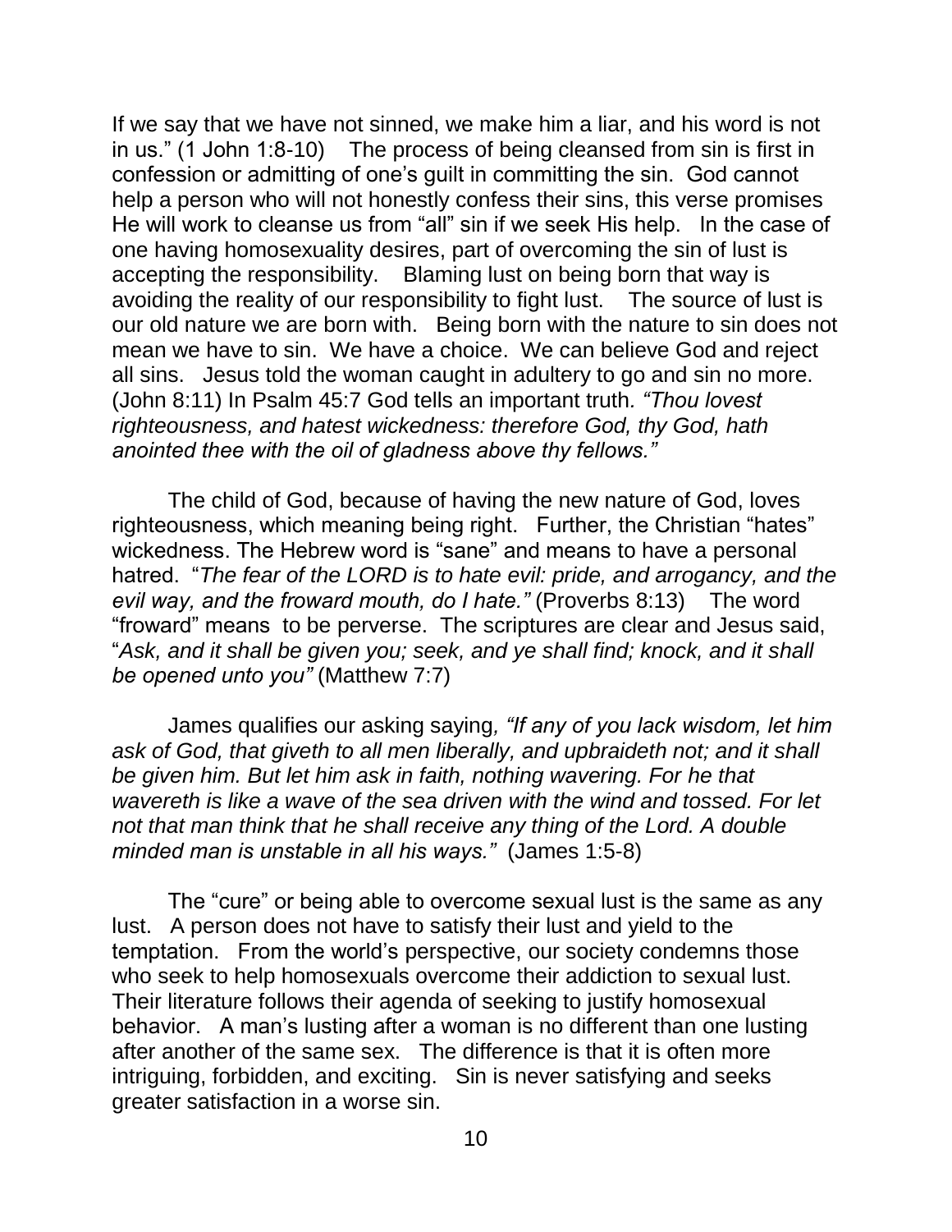If we say that we have not sinned, we make him a liar, and his word is not in us." (1 John 1:8-10) The process of being cleansed from sin is first in confession or admitting of one's guilt in committing the sin. God cannot help a person who will not honestly confess their sins, this verse promises He will work to cleanse us from "all" sin if we seek His help. In the case of one having homosexuality desires, part of overcoming the sin of lust is accepting the responsibility. Blaming lust on being born that way is avoiding the reality of our responsibility to fight lust. The source of lust is our old nature we are born with. Being born with the nature to sin does not mean we have to sin. We have a choice. We can believe God and reject all sins. Jesus told the woman caught in adultery to go and sin no more. (John 8:11) In Psalm 45:7 God tells an important truth. *"Thou lovest righteousness, and hatest wickedness: therefore God, thy God, hath anointed thee with the oil of gladness above thy fellows."*

The child of God, because of having the new nature of God, loves righteousness, which meaning being right. Further, the Christian "hates" wickedness. The Hebrew word is "sane" and means to have a personal hatred. "*The fear of the LORD is to hate evil: pride, and arrogancy, and the evil way, and the froward mouth, do I hate."* (Proverbs 8:13) The word "froward" means to be perverse. The scriptures are clear and Jesus said, "*Ask, and it shall be given you; seek, and ye shall find; knock, and it shall be opened unto you"* (Matthew 7:7)

James qualifies our asking saying*, "If any of you lack wisdom, let him ask of God, that giveth to all men liberally, and upbraideth not; and it shall be given him. But let him ask in faith, nothing wavering. For he that wavereth is like a wave of the sea driven with the wind and tossed. For let not that man think that he shall receive any thing of the Lord. A double minded man is unstable in all his ways."* (James 1:5-8)

The "cure" or being able to overcome sexual lust is the same as any lust. A person does not have to satisfy their lust and yield to the temptation. From the world's perspective, our society condemns those who seek to help homosexuals overcome their addiction to sexual lust. Their literature follows their agenda of seeking to justify homosexual behavior. A man's lusting after a woman is no different than one lusting after another of the same sex. The difference is that it is often more intriguing, forbidden, and exciting. Sin is never satisfying and seeks greater satisfaction in a worse sin.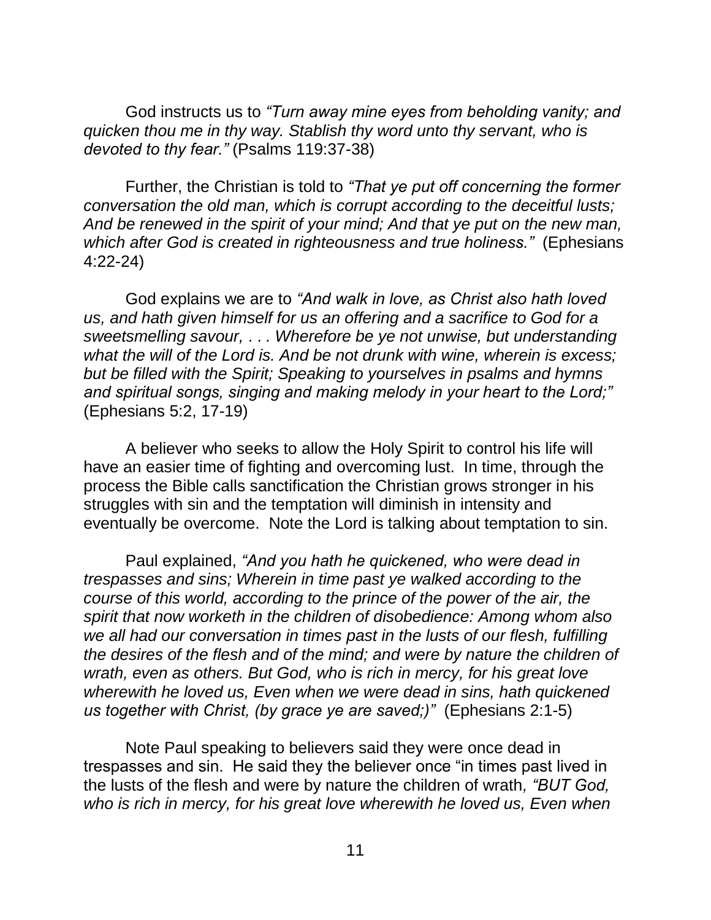God instructs us to *"Turn away mine eyes from beholding vanity; and quicken thou me in thy way. Stablish thy word unto thy servant, who is devoted to thy fear."* (Psalms 119:37-38)

Further, the Christian is told to *"That ye put off concerning the former conversation the old man, which is corrupt according to the deceitful lusts; And be renewed in the spirit of your mind; And that ye put on the new man, which after God is created in righteousness and true holiness."* (Ephesians 4:22-24)

God explains we are to *"And walk in love, as Christ also hath loved us, and hath given himself for us an offering and a sacrifice to God for a sweetsmelling savour, . . . Wherefore be ye not unwise, but understanding what the will of the Lord is. And be not drunk with wine, wherein is excess; but be filled with the Spirit; Speaking to yourselves in psalms and hymns and spiritual songs, singing and making melody in your heart to the Lord;"* (Ephesians 5:2, 17-19)

A believer who seeks to allow the Holy Spirit to control his life will have an easier time of fighting and overcoming lust. In time, through the process the Bible calls sanctification the Christian grows stronger in his struggles with sin and the temptation will diminish in intensity and eventually be overcome. Note the Lord is talking about temptation to sin.

Paul explained, *"And you hath he quickened, who were dead in trespasses and sins; Wherein in time past ye walked according to the course of this world, according to the prince of the power of the air, the spirit that now worketh in the children of disobedience: Among whom also we all had our conversation in times past in the lusts of our flesh, fulfilling the desires of the flesh and of the mind; and were by nature the children of wrath, even as others. But God, who is rich in mercy, for his great love wherewith he loved us, Even when we were dead in sins, hath quickened us together with Christ, (by grace ye are saved;)"* (Ephesians 2:1-5)

Note Paul speaking to believers said they were once dead in trespasses and sin. He said they the believer once "in times past lived in the lusts of the flesh and were by nature the children of wrath*, "BUT God, who is rich in mercy, for his great love wherewith he loved us, Even when*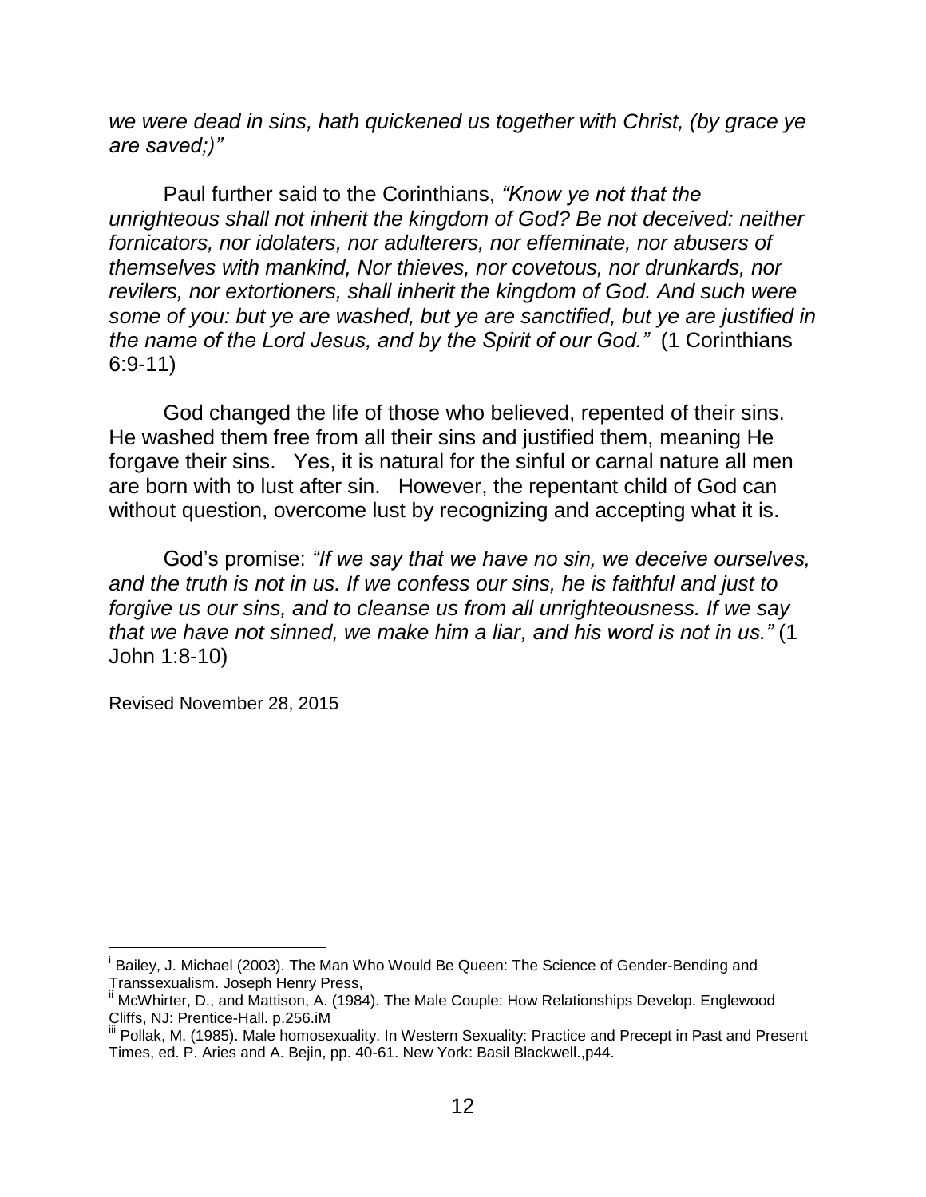*we were dead in sins, hath quickened us together with Christ, (by grace ye are saved;)"*

Paul further said to the Corinthians, *"Know ye not that the unrighteous shall not inherit the kingdom of God? Be not deceived: neither fornicators, nor idolaters, nor adulterers, nor effeminate, nor abusers of themselves with mankind, Nor thieves, nor covetous, nor drunkards, nor revilers, nor extortioners, shall inherit the kingdom of God. And such were some of you: but ye are washed, but ye are sanctified, but ye are justified in the name of the Lord Jesus, and by the Spirit of our God."* (1 Corinthians 6:9-11)

God changed the life of those who believed, repented of their sins. He washed them free from all their sins and justified them, meaning He forgave their sins. Yes, it is natural for the sinful or carnal nature all men are born with to lust after sin. However, the repentant child of God can without question, overcome lust by recognizing and accepting what it is.

God's promise: *"If we say that we have no sin, we deceive ourselves, and the truth is not in us. If we confess our sins, he is faithful and just to forgive us our sins, and to cleanse us from all unrighteousness. If we say that we have not sinned, we make him a liar, and his word is not in us."* (1 John 1:8-10)

Revised November 28, 2015

---

[i] Bailey, J. Michael (2003). The Man Who Would Be Queen: The Science of Gender-Bending and Transsexualism. Joseph Henry Press,

[ii] McWhirter, D., and Mattison, A. (1984). The Male Couple: How Relationships Develop. Englewood Cliffs, NJ: Prentice-Hall. p.256.iM

[iii] Pollak, M. (1985). Male homosexuality. In Western Sexuality: Practice and Precept in Past and Present Times, ed. P. Aries and A. Bejin, pp. 40-61. New York: Basil Blackwell.,p44.